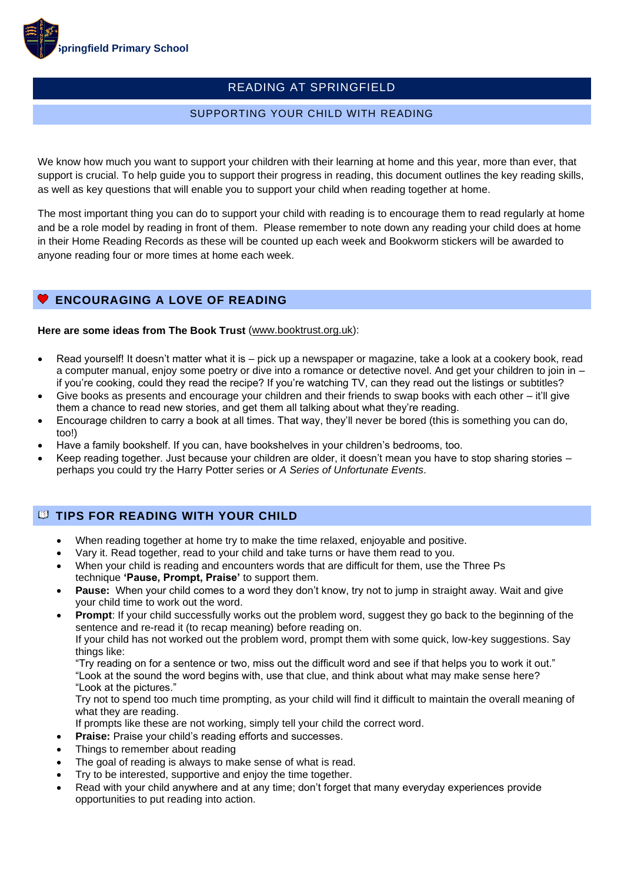Springfield Primary School

# READING AT SPRINGFIELD

## SUPPORTING YOUR CHILD WITH READING

We know how much you want to support your children with their learning at home and this year, more than ever, that support is crucial. To help guide you to support their progress in reading, this document outlines the key reading skills, as well as key questions that will enable you to support your child when reading together at home.

The most important thing you can do to support your child with reading is to encourage them to read regularly at home and be a role model by reading in front of them. Please remember to note down any reading your child does at home in their Home Reading Records as these will be counted up each week and Bookworm stickers will be awarded to anyone reading four or more times at home each week.

## ENCOURAGING A LOVE OF READING

**Here are some ideas from The Book Trust** (www.booktrust.org.uk):

- Read yourself! It doesn't matter what it is – pick up a newspaper or magazine, take a look at a cookery book, read a computer manual, enjoy some poetry or dive into a romance or detective novel. And get your children to join in – if you're cooking, could they read the recipe? If you're watching TV, can they read out the listings or subtitles?
- Give books as presents and encourage your children and their friends to swap books with each other – it'll give them a chance to read new stories, and get them all talking about what they're reading.
- Encourage children to carry a book at all times. That way, they'll never be bored (this is something you can do, too!)
- Have a family bookshelf. If you can, have bookshelves in your children's bedrooms, too.
- Keep reading together. Just because your children are older, it doesn't mean you have to stop sharing stories – perhaps you could try the Harry Potter series or *A Series of Unfortunate Events*.

## TIPS FOR READING WITH YOUR CHILD

- When reading together at home try to make the time relaxed, enjoyable and positive.
- Vary it. Read together, read to your child and take turns or have them read to you.
- When your child is reading and encounters words that are difficult for them, use the Three Ps technique **'Pause, Prompt, Praise'** to support them.
- **Pause:** When your child comes to a word they don't know, try not to jump in straight away. Wait and give your child time to work out the word.
- **Prompt**: If your child successfully works out the problem word, suggest they go back to the beginning of the sentence and re-read it (to recap meaning) before reading on.
  If your child has not worked out the problem word, prompt them with some quick, low-key suggestions. Say things like:
  "Try reading on for a sentence or two, miss out the difficult word and see if that helps you to work it out."
  "Look at the sound the word begins with, use that clue, and think about what may make sense here?
  "Look at the pictures."
  Try not to spend too much time prompting, as your child will find it difficult to maintain the overall meaning of what they are reading.
  If prompts like these are not working, simply tell your child the correct word.
- **Praise:** Praise your child's reading efforts and successes.
- Things to remember about reading
- The goal of reading is always to make sense of what is read.
- Try to be interested, supportive and enjoy the time together.
- Read with your child anywhere and at any time; don't forget that many everyday experiences provide opportunities to put reading into action.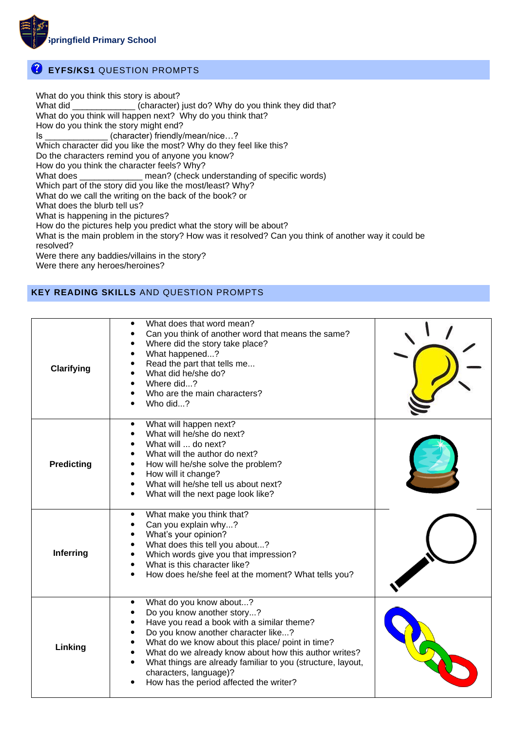Springfield Primary School

## EYFS/KS1 QUESTION PROMPTS

What do you think this story is about?
What did _____________ (character) just do? Why do you think they did that?
What do you think will happen next? Why do you think that?
How do you think the story might end?
Is _____________ (character) friendly/mean/nice…?
Which character did you like the most? Why do they feel like this?
Do the characters remind you of anyone you know?
How do you think the character feels? Why?
What does _____________ mean? (check understanding of specific words)
Which part of the story did you like the most/least? Why?
What do we call the writing on the back of the book? or
What does the blurb tell us?
What is happening in the pictures?
How do the pictures help you predict what the story will be about?
What is the main problem in the story? How was it resolved? Can you think of another way it could be resolved?
Were there any baddies/villains in the story?
Were there any heroes/heroines?

## KEY READING SKILLS AND QUESTION PROMPTS

| | | |
|---|---|---|
| **Clarifying** | • What does that word mean?<br>• Can you think of another word that means the same?<br>• Where did the story take place?<br>• What happened...?<br>• Read the part that tells me...<br>• What did he/she do?<br>• Where did...?<br>• Who are the main characters?<br>• Who did...? | |
| **Predicting** | • What will happen next?<br>• What will he/she do next?<br>• What will ... do next?<br>• What will the author do next?<br>• How will he/she solve the problem?<br>• How will it change?<br>• What will he/she tell us about next?<br>• What will the next page look like? | |
| **Inferring** | • What make you think that?<br>• Can you explain why...?<br>• What's your opinion?<br>• What does this tell you about...?<br>• Which words give you that impression?<br>• What is this character like?<br>• How does he/she feel at the moment? What tells you? | |
| **Linking** | • What do you know about...?<br>• Do you know another story...?<br>• Have you read a book with a similar theme?<br>• Do you know another character like...?<br>• What do we know about this place/ point in time?<br>• What do we already know about how this author writes?<br>• What things are already familiar to you (structure, layout, characters, language)?<br>• How has the period affected the writer? | |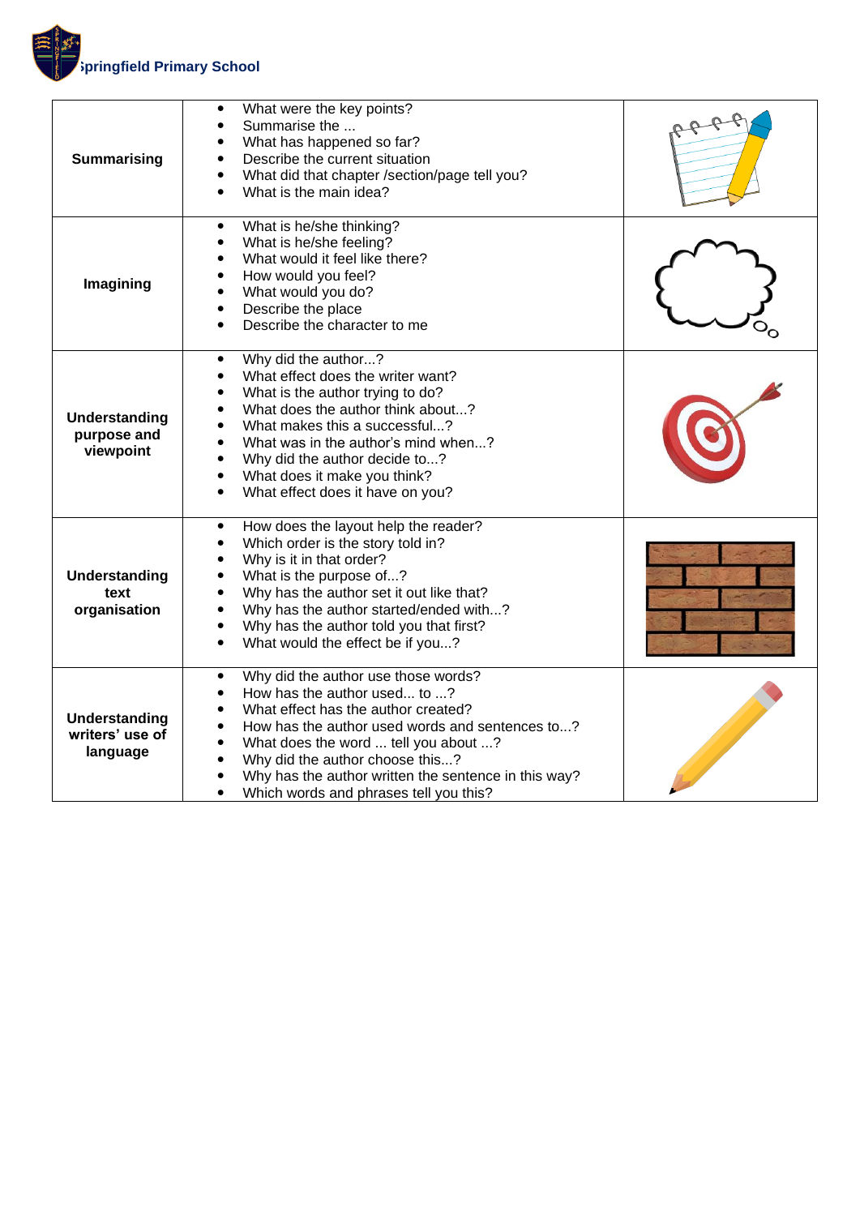| | | |
|---|---|---|
| **Summarising** | • What were the key points?<br>• Summarise the ...<br>• What has happened so far?<br>• Describe the current situation<br>• What did that chapter /section/page tell you?<br>• What is the main idea? | |
| **Imagining** | • What is he/she thinking?<br>• What is he/she feeling?<br>• What would it feel like there?<br>• How would you feel?<br>• What would you do?<br>• Describe the place<br>• Describe the character to me | |
| **Understanding purpose and viewpoint** | • Why did the author...?<br>• What effect does the writer want?<br>• What is the author trying to do?<br>• What does the author think about...?<br>• What makes this a successful...?<br>• What was in the author's mind when...?<br>• Why did the author decide to...?<br>• What does it make you think?<br>• What effect does it have on you? | |
| **Understanding text organisation** | • How does the layout help the reader?<br>• Which order is the story told in?<br>• Why is it in that order?<br>• What is the purpose of...?<br>• Why has the author set it out like that?<br>• Why has the author started/ended with...?<br>• Why has the author told you that first?<br>• What would the effect be if you...? | |
| **Understanding writers' use of language** | • Why did the author use those words?<br>• How has the author used... to ...?<br>• What effect has the author created?<br>• How has the author used words and sentences to...?<br>• What does the word ... tell you about ...?<br>• Why did the author choose this...?<br>• Why has the author written the sentence in this way?<br>• Which words and phrases tell you this? | |